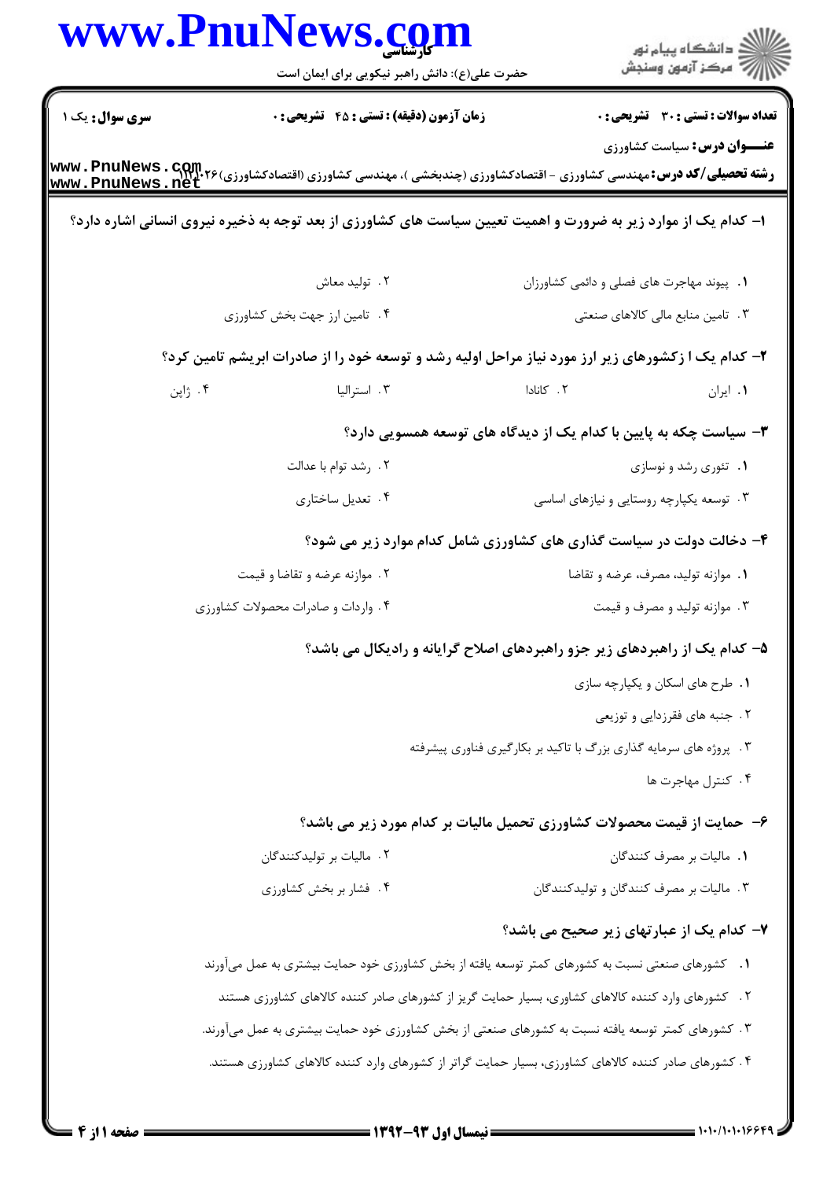**سری سوال:** یک ۱

**زمان آزمون (دقیقه) : تستی : ۴۵ تشریحی : ۰**

**تعداد سوالات : تستی : ۳۰ تشریحی : ۰**

**عنـــوان درس:** سیاست کشاورزی

**رشته تحصیلی/کد درس:** مهندسی کشاورزی - اقتصادکشاورزی (چندبخشی )، مهندسی کشاورزی (اقتصادکشاورزی) ۱۱۲۱۰۲۶

**۱- کدام یک از موارد زیر به ضرورت و اهمیت تعیین سیاست های کشاورزی از بعد توجه به ذخیره نیروی انسانی اشاره دارد؟**

۱. پیوند مهاجرت های فصلی و دائمی کشاورزان

۲. تولید معاش

۳. تامین منابع مالی کالاهای صنعتی

۴. تامین ارز جهت بخش کشاورزی

**۲- کدام یک ا زکشورهای زیر ارز مورد نیاز مراحل اولیه رشد و توسعه خود را از صادرات ابریشم تامین کرد؟**

۱. ایران

۲. کانادا

۳. استرالیا

۴. ژاپن

**۳- سیاست چکه به پایین با کدام یک از دیدگاه های توسعه همسویی دارد؟**

۱. تئوری رشد و نوسازی

۲. رشد توام با عدالت

۳. توسعه یکپارچه روستایی و نیازهای اساسی

۴. تعدیل ساختاری

**۴- دخالت دولت در سیاست گذاری های کشاورزی شامل کدام موارد زیر می شود؟**

۱. موازنه تولید، مصرف، عرضه و تقاضا

۲. موازنه عرضه و تقاضا و قیمت

۳. موازنه تولید و مصرف و قیمت

۴. واردات و صادرات محصولات کشاورزی

**۵- کدام یک از راهبردهای زیر جزو راهبردهای اصلاح گرایانه و رادیکال می باشد؟**

۱. طرح های اسکان و یکپارچه سازی

۲. جنبه های فقرزدایی و توزیعی

۳. پروژه های سرمایه گذاری بزرگ با تاکید بر بکارگیری فناوری پیشرفته

۴. کنترل مهاجرت ها

**۶- حمایت از قیمت محصولات کشاورزی تحمیل مالیات بر کدام مورد زیر می باشد؟**

۱. مالیات بر مصرف کنندگان

۲. مالیات بر تولیدکنندگان

۳. مالیات بر مصرف کنندگان و تولیدکنندگان

۴. فشار بر بخش کشاورزی

**۷- کدام یک از عبارتهای زیر صحیح می باشد؟**

۱. کشورهای صنعتی نسبت به کشورهای کمتر توسعه یافته از بخش کشاورزی خود حمایت بیشتری به عمل می‌آورند

۲. کشورهای وارد کننده کالاهای کشاوری، بسیار حمایت گریز از کشورهای صادر کننده کالاهای کشاورزی هستند

۳. کشورهای کمتر توسعه یافته نسبت به کشورهای صنعتی از بخش کشاورزی خود حمایت بیشتری به عمل می‌آورند.

۴. کشورهای صادر کننده کالاهای کشاورزی، بسیار حمایت گراتر از کشورهای وارد کننده کالاهای کشاورزی هستند.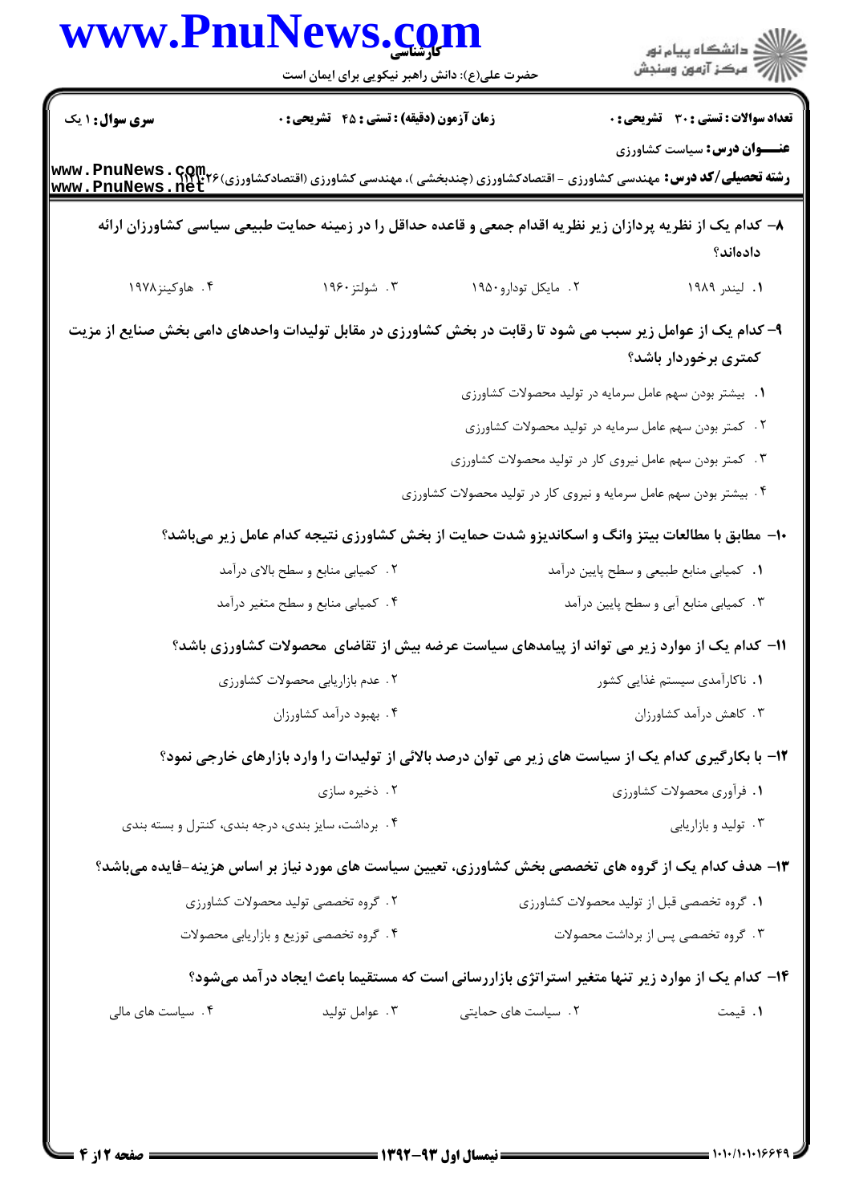**سری سوال:** ۱ یک | **زمان آزمون (دقیقه) : تستی : ۴۵ تشریحی : ۰** | **تعداد سوالات : تستی : ۳۰ تشریحی : ۰**

**عنـــوان درس:** سیاست کشاورزی

**رشته تحصیلی/کد درس:** مهندسی کشاورزی - اقتصادکشاورزی (چندبخشی )، مهندسی کشاورزی (اقتصادکشاورزی)۱۱۱۱۰۲۶

۸- کدام یک از نظریه پردازان زیر نظریه اقدام جمعی و قاعده حداقل را در زمینه حمایت طبیعی سیاسی کشاورزان ارائه داده‌اند؟

۱. لیندر ۱۹۸۹
۲. مایکل تودارو۱۹۵۰
۳. شولتز۱۹۶۰
۴. هاوکینز۱۹۷۸

۹- کدام یک از عوامل زیر سبب می شود تا رقابت در بخش کشاورزی در مقابل تولیدات واحدهای دامی بخش صنایع از مزیت کمتری برخوردار باشد؟

۱. بیشتر بودن سهم عامل سرمایه در تولید محصولات کشاورزی
۲. کمتر بودن سهم عامل سرمایه در تولید محصولات کشاورزی
۳. کمتر بودن سهم عامل نیروی کار در تولید محصولات کشاورزی
۴. بیشتر بودن سهم عامل سرمایه و نیروی کار در تولید محصولات کشاورزی

۱۰- مطابق با مطالعات بینز وانگ و اسکاندیزو شدت حمایت از بخش کشاورزی نتیجه کدام عامل زیر می‌باشد؟

۱. کمیابی منابع طبیعی و سطح پایین درآمد
۲. کمیابی منابع و سطح بالای درآمد
۳. کمیابی منابع آبی و سطح پایین درآمد
۴. کمیابی منابع و سطح متغیر درآمد

۱۱- کدام یک از موارد زیر می تواند از پیامدهای سیاست عرضه بیش از تقاضای محصولات کشاورزی باشد؟

۱. ناکارآمدی سیستم غذایی کشور
۲. عدم بازاریابی محصولات کشاورزی
۳. کاهش درآمد کشاورزان
۴. بهبود درآمد کشاورزان

۱۲- با بکارگیری کدام یک از سیاست های زیر می توان درصد بالائی از تولیدات را وارد بازارهای خارجی نمود؟

۱. فرآوری محصولات کشاورزی
۲. ذخیره سازی
۳. تولید و بازاریابی
۴. برداشت، سایز بندی، درجه بندی، کنترل و بسته بندی

۱۳- هدف کدام یک از گروه های تخصصی بخش کشاورزی، تعیین سیاست های مورد نیاز بر اساس هزینه-فایده می‌باشد؟

۱. گروه تخصصی قبل از تولید محصولات کشاورزی
۲. گروه تخصصی تولید محصولات کشاورزی
۳. گروه تخصصی پس از برداشت محصولات
۴. گروه تخصصی توزیع و بازاریابی محصولات

۱۴- کدام یک از موارد زیر تنها متغیر استراتژی بازاررسانی است که مستقیما باعث ایجاد درآمد می‌شود؟

۱. قیمت
۲. سیاست های حمایتی
۳. عوامل تولید
۴. سیاست های مالی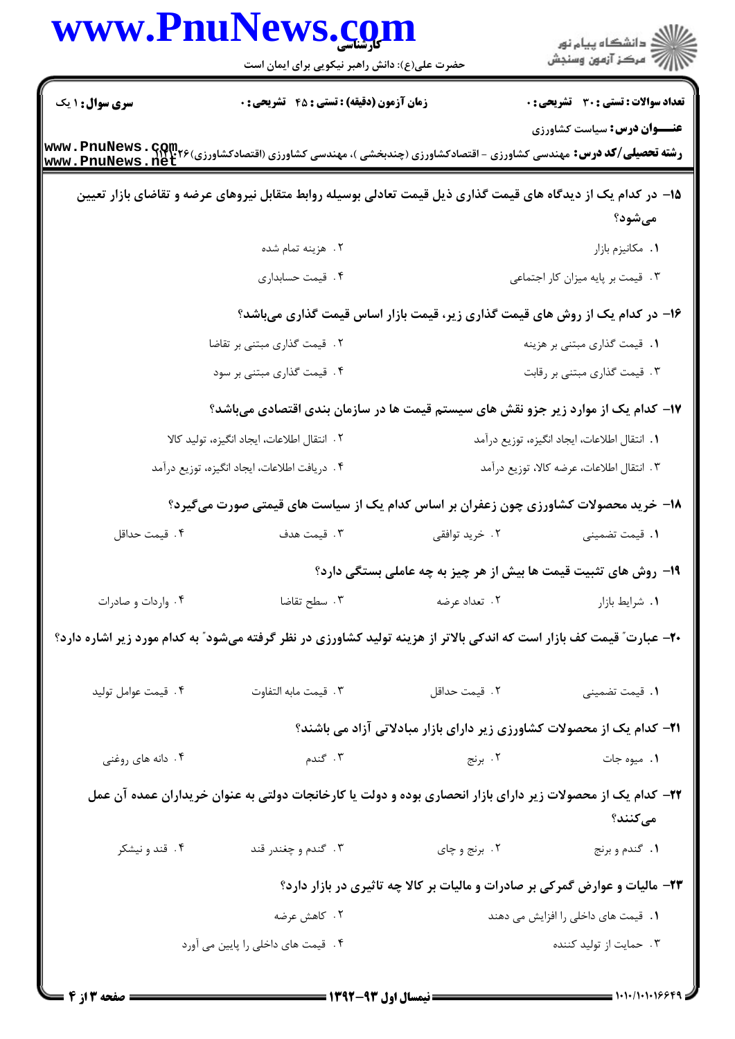۱۵- در کدام یک از دیدگاه های قیمت گذاری ذیل قیمت تعادلی بوسیله روابط متقابل نیروهای عرضه و تقاضای بازار تعیین می‌شود؟

۱. مکانیزم بازار
۲. هزینه تمام شده
۳. قیمت بر پایه میزان کار اجتماعی
۴. قیمت حسابداری

۱۶- در کدام یک از روش های قیمت گذاری زیر، قیمت بازار اساس قیمت گذاری می‌باشد؟

۱. قیمت گذاری مبتنی بر هزینه
۲. قیمت گذاری مبتنی بر تقاضا
۳. قیمت گذاری مبتنی بر رقابت
۴. قیمت گذاری مبتنی بر سود

۱۷- کدام یک از موارد زیر جزو نقش های سیستم قیمت ها در سازمان بندی اقتصادی می‌باشد؟

۱. انتقال اطلاعات، ایجاد انگیزه، توزیع درآمد
۲. انتقال اطلاعات، ایجاد انگیزه، تولید کالا
۳. انتقال اطلاعات، عرضه کالا، توزیع درآمد
۴. دریافت اطلاعات، ایجاد انگیزه، توزیع درآمد

۱۸- خرید محصولات کشاورزی چون زعفران بر اساس کدام یک از سیاست های قیمتی صورت می‌گیرد؟

۱. قیمت تضمینی
۲. خرید توافقی
۳. قیمت هدف
۴. قیمت حداقل

۱۹- روش های تثبیت قیمت ها بیش از هر چیز به چه عاملی بستگی دارد؟

۱. شرایط بازار
۲. تعداد عرضه
۳. سطح تقاضا
۴. واردات و صادرات

۲۰- عبارت" قیمت کف بازار است که اندکی بالاتر از هزینه تولید کشاورزی در نظر گرفته می‌شود" به کدام مورد زیر اشاره دارد؟

۱. قیمت تضمینی
۲. قیمت حداقل
۳. قیمت مابه التفاوت
۴. قیمت عوامل تولید

۲۱- کدام یک از محصولات کشاورزی زیر دارای بازار مبادلاتی آزاد می باشند؟

۱. میوه جات
۲. برنج
۳. گندم
۴. دانه های روغنی

۲۲- کدام یک از محصولات زیر دارای بازار انحصاری بوده و دولت یا کارخانجات دولتی به عنوان خریداران عمده آن عمل می‌کنند؟

۱. گندم و برنج
۲. برنج و چای
۳. گندم و چغندر قند
۴. قند و نیشکر

۲۳- مالیات و عوارض گمرکی بر صادرات و مالیات بر کالا چه تاثیری در بازار دارد؟

۱. قیمت های داخلی را افزایش می دهند
۲. کاهش عرضه
۳. حمایت از تولید کننده
۴. قیمت های داخلی را پایین می آورد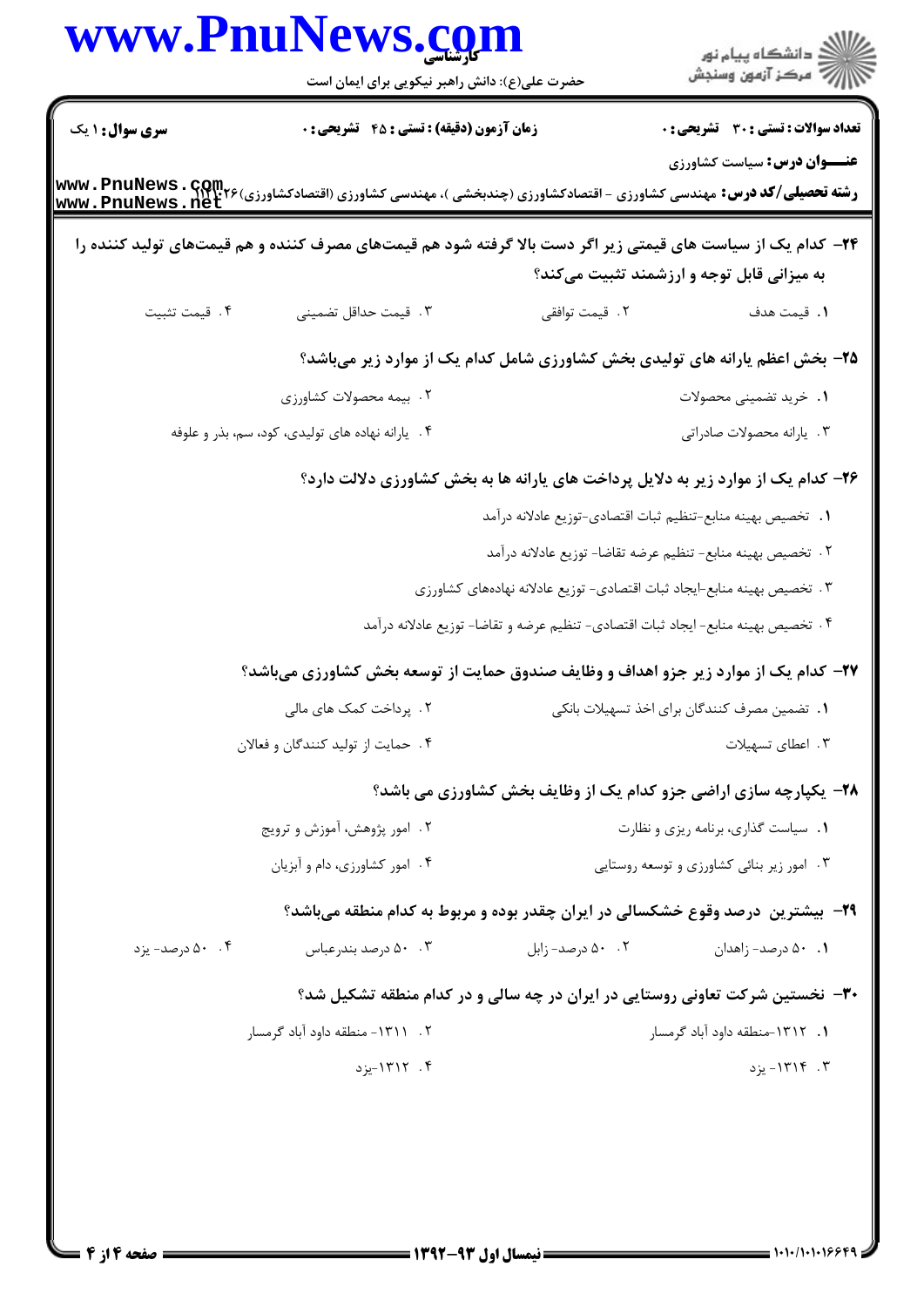**سری سوال:** ۱ یک

**زمان آزمون (دقیقه) : تستی :** ۴۵ **تشریحی :** ۰

**تعداد سوالات : تستی :** ۳۰ **تشریحی :** ۰

**عنـــوان درس:** سیاست کشاورزی

**رشته تحصیلی/کد درس:** مهندسی کشاورزی - اقتصادکشاورزی (چندبخشی )، مهندسی کشاورزی (اقتصادکشاورزی)۱۱۲۱۰۲۶

**۲۴-** کدام یک از سیاست های قیمتی زیر اگر دست بالا گرفته شود هم قیمت‌های مصرف کننده و هم قیمت‌های تولید کننده را به میزانی قابل توجه و ارزشمند تثبیت می‌کند؟

۱. قیمت هدف

۲. قیمت توافقی

۳. قیمت حداقل تضمینی

۴. قیمت تثبیت

**۲۵-** بخش اعظم یارانه های تولیدی بخش کشاورزی شامل کدام یک از موارد زیر می‌باشد؟

۱. خرید تضمینی محصولات

۲. بیمه محصولات کشاورزی

۳. یارانه محصولات صادراتی

۴. یارانه نهاده های تولیدی، کود، سم، بذر و علوفه

**۲۶-** کدام یک از موارد زیر به دلایل پرداخت های یارانه ها به بخش کشاورزی دلالت دارد؟

۱. تخصیص بهینه منابع-تنظیم ثبات اقتصادی-توزیع عادلانه درآمد

۲. تخصیص بهینه منابع- تنظیم عرضه تقاضا- توزیع عادلانه درآمد

۳. تخصیص بهینه منابع-ایجاد ثبات اقتصادی- توزیع عادلانه نهاده‌های کشاورزی

۴. تخصیص بهینه منابع- ایجاد ثبات اقتصادی- تنظیم عرضه و تقاضا- توزیع عادلانه درآمد

**۲۷-** کدام یک از موارد زیر جزو اهداف و وظایف صندوق حمایت از توسعه بخش کشاورزی می‌باشد؟

۱. تضمین مصرف کنندگان برای اخذ تسهیلات بانکی

۲. پرداخت کمک های مالی

۳. اعطای تسهیلات

۴. حمایت از تولید کنندگان و فعالان

**۲۸-** یکپارچه سازی اراضی جزو کدام یک از وظایف بخش کشاورزی می باشد؟

۱. سیاست گذاری، برنامه ریزی و نظارت

۲. امور پژوهش، آموزش و ترویج

۳. امور زیر بنائی کشاورزی و توسعه روستایی

۴. امور کشاورزی، دام و آبزیان

**۲۹-** بیشترین درصد وقوع خشکسالی در ایران چقدر بوده و مربوط به کدام منطقه می‌باشد؟

۱. ۵۰ درصد- زاهدان

۲. ۵۰ درصد- زابل

۳. ۵۰ درصد بندرعباس

۴. ۵۰ درصد- یزد

**۳۰-** نخستین شرکت تعاونی روستایی در ایران در چه سالی و در کدام منطقه تشکیل شد؟

۱. ۱۳۱۲-منطقه داود آباد گرمسار

۲. ۱۳۱۱- منطقه داود آباد گرمسار

۳. ۱۳۱۴- یزد

۴. ۱۳۱۲-یزد